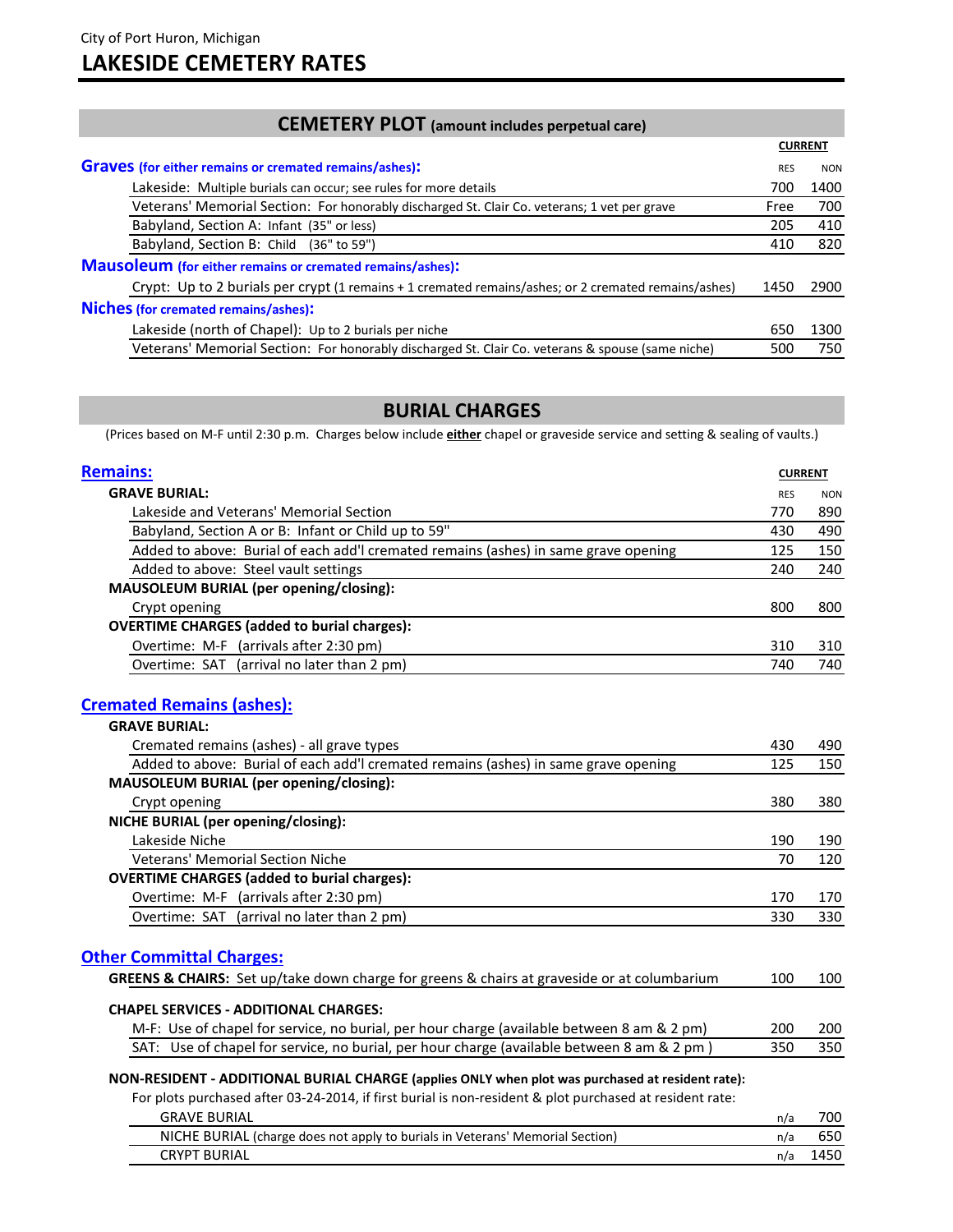City of Port Huron, Michigan

# LAKESIDE CEMETERY RATES

## CEMETERY PLOT (amount includes perpetual care)

| | CURRENT RES | CURRENT NON |
|---|---|---|
| **Graves (for either remains or cremated remains/ashes):** | | |
| Lakeside: Multiple burials can occur; see rules for more details | 700 | 1400 |
| Veterans' Memorial Section: For honorably discharged St. Clair Co. veterans; 1 vet per grave | Free | 700 |
| Babyland, Section A: Infant (35" or less) | 205 | 410 |
| Babyland, Section B: Child (36" to 59") | 410 | 820 |
| **Mausoleum (for either remains or cremated remains/ashes):** | | |
| Crypt: Up to 2 burials per crypt (1 remains + 1 cremated remains/ashes; or 2 cremated remains/ashes) | 1450 | 2900 |
| **Niches (for cremated remains/ashes):** | | |
| Lakeside (north of Chapel): Up to 2 burials per niche | 650 | 1300 |
| Veterans' Memorial Section: For honorably discharged St. Clair Co. veterans & spouse (same niche) | 500 | 750 |

## BURIAL CHARGES

(Prices based on M-F until 2:30 p.m. Charges below include **either** chapel or graveside service and setting & sealing of vaults.)

### Remains:

| | CURRENT RES | CURRENT NON |
|---|---|---|
| **GRAVE BURIAL:** | | |
| Lakeside and Veterans' Memorial Section | 770 | 890 |
| Babyland, Section A or B: Infant or Child up to 59" | 430 | 490 |
| Added to above: Burial of each add'l cremated remains (ashes) in same grave opening | 125 | 150 |
| Added to above: Steel vault settings | 240 | 240 |
| **MAUSOLEUM BURIAL (per opening/closing):** | | |
| Crypt opening | 800 | 800 |
| **OVERTIME CHARGES (added to burial charges):** | | |
| Overtime: M-F (arrivals after 2:30 pm) | 310 | 310 |
| Overtime: SAT (arrival no later than 2 pm) | 740 | 740 |

### Cremated Remains (ashes):

| | RES | NON |
|---|---|---|
| **GRAVE BURIAL:** | | |
| Cremated remains (ashes) - all grave types | 430 | 490 |
| Added to above: Burial of each add'l cremated remains (ashes) in same grave opening | 125 | 150 |
| **MAUSOLEUM BURIAL (per opening/closing):** | | |
| Crypt opening | 380 | 380 |
| **NICHE BURIAL (per opening/closing):** | | |
| Lakeside Niche | 190 | 190 |
| Veterans' Memorial Section Niche | 70 | 120 |
| **OVERTIME CHARGES (added to burial charges):** | | |
| Overtime: M-F (arrivals after 2:30 pm) | 170 | 170 |
| Overtime: SAT (arrival no later than 2 pm) | 330 | 330 |

### Other Committal Charges:

| | RES | NON |
|---|---|---|
| **GREENS & CHAIRS:** Set up/take down charge for greens & chairs at graveside or at columbarium | 100 | 100 |
| **CHAPEL SERVICES - ADDITIONAL CHARGES:** | | |
| M-F: Use of chapel for service, no burial, per hour charge (available between 8 am & 2 pm) | 200 | 200 |
| SAT: Use of chapel for service, no burial, per hour charge (available between 8 am & 2 pm ) | 350 | 350 |
| **NON-RESIDENT - ADDITIONAL BURIAL CHARGE (applies ONLY when plot was purchased at resident rate):** | | |
| For plots purchased after 03-24-2014, if first burial is non-resident & plot purchased at resident rate: | | |
| GRAVE BURIAL | n/a | 700 |
| NICHE BURIAL (charge does not apply to burials in Veterans' Memorial Section) | n/a | 650 |
| CRYPT BURIAL | n/a | 1450 |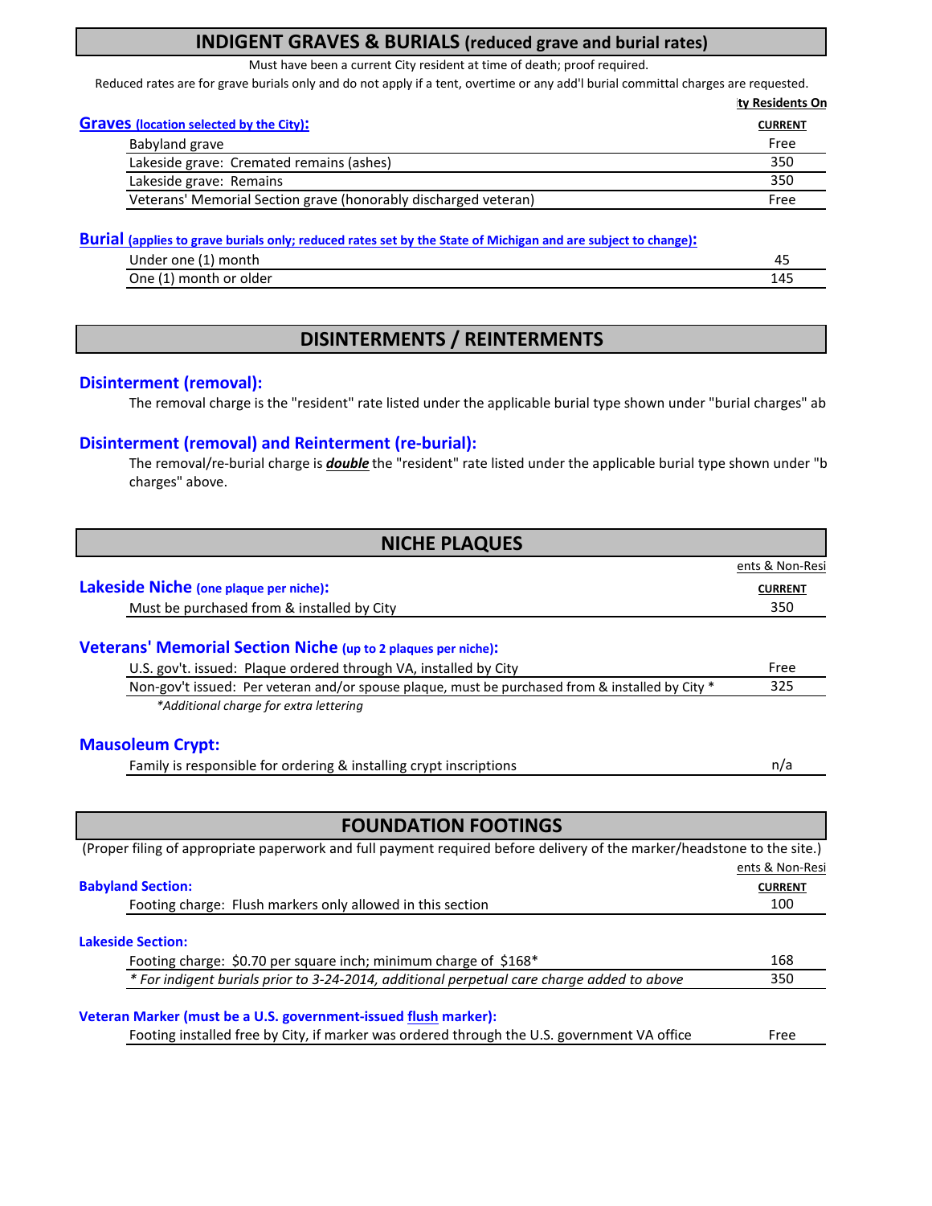## INDIGENT GRAVES & BURIALS (reduced grave and burial rates)

Must have been a current City resident at time of death; proof required.

Reduced rates are for grave burials only and do not apply if a tent, overtime or any add'l burial committal charges are requested.

| **Graves (location selected by the City):** | ity Residents On<br>**CURRENT** |
|---|---|
| Babyland grave | Free |
| Lakeside grave: Cremated remains (ashes) | 350 |
| Lakeside grave: Remains | 350 |
| Veterans' Memorial Section grave (honorably discharged veteran) | Free |

| **Burial (applies to grave burials only; reduced rates set by the State of Michigan and are subject to change):** | |
|---|---|
| Under one (1) month | 45 |
| One (1) month or older | 145 |

## DISINTERMENTS / REINTERMENTS

### Disinterment (removal):

The removal charge is the "resident" rate listed under the applicable burial type shown under "burial charges" ab

### Disinterment (removal) and Reinterment (re-burial):

The removal/re-burial charge is ***double*** the "resident" rate listed under the applicable burial type shown under "b charges" above.

## NICHE PLAQUES

| **Lakeside Niche (one plaque per niche):** | ents & Non-Resi<br>**CURRENT** |
|---|---|
| Must be purchased from & installed by City | 350 |

| **Veterans' Memorial Section Niche (up to 2 plaques per niche):** | |
|---|---|
| U.S. gov't. issued: Plaque ordered through VA, installed by City | Free |
| Non-gov't issued: Per veteran and/or spouse plaque, must be purchased from & installed by City * | 325 |

*\*Additional charge for extra lettering*

| **Mausoleum Crypt:** | |
|---|---|
| Family is responsible for ordering & installing crypt inscriptions | n/a |

## FOUNDATION FOOTINGS

(Proper filing of appropriate paperwork and full payment required before delivery of the marker/headstone to the site.)

| **Babyland Section:** | ents & Non-Resi<br>**CURRENT** |
|---|---|
| Footing charge: Flush markers only allowed in this section | 100 |

| **Lakeside Section:** | |
|---|---|
| Footing charge: $0.70 per square inch; minimum charge of $168* | 168 |
| *\* For indigent burials prior to 3-24-2014, additional perpetual care charge added to above* | 350 |

| **Veteran Marker (must be a U.S. government-issued flush marker):** | |
|---|---|
| Footing installed free by City, if marker was ordered through the U.S. government VA office | Free |